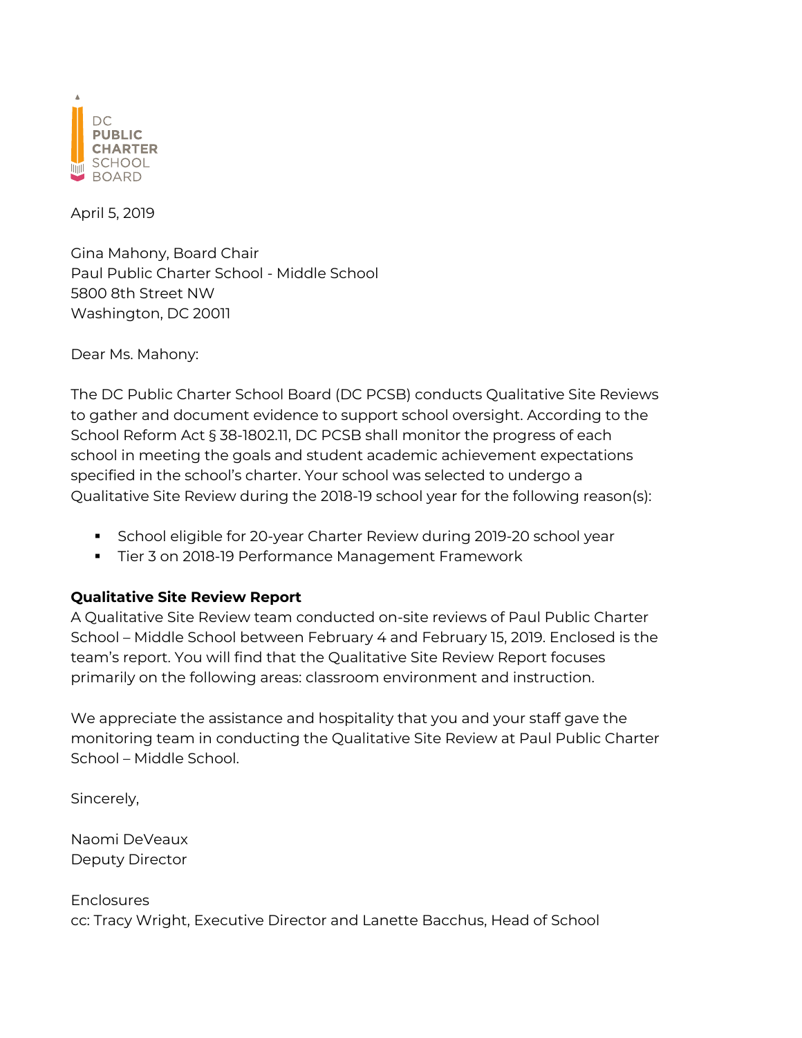DC PUBLIC CHARTER SCHOOL BOARD

April 5, 2019

Gina Mahony, Board Chair
Paul Public Charter School - Middle School
5800 8th Street NW
Washington, DC 20011

Dear Ms. Mahony:

The DC Public Charter School Board (DC PCSB) conducts Qualitative Site Reviews to gather and document evidence to support school oversight. According to the School Reform Act § 38-1802.11, DC PCSB shall monitor the progress of each school in meeting the goals and student academic achievement expectations specified in the school's charter. Your school was selected to undergo a Qualitative Site Review during the 2018-19 school year for the following reason(s):

- School eligible for 20-year Charter Review during 2019-20 school year
- Tier 3 on 2018-19 Performance Management Framework

**Qualitative Site Review Report**
A Qualitative Site Review team conducted on-site reviews of Paul Public Charter School – Middle School between February 4 and February 15, 2019. Enclosed is the team's report. You will find that the Qualitative Site Review Report focuses primarily on the following areas: classroom environment and instruction.

We appreciate the assistance and hospitality that you and your staff gave the monitoring team in conducting the Qualitative Site Review at Paul Public Charter School – Middle School.

Sincerely,

Naomi DeVeaux
Deputy Director

Enclosures
cc: Tracy Wright, Executive Director and Lanette Bacchus, Head of School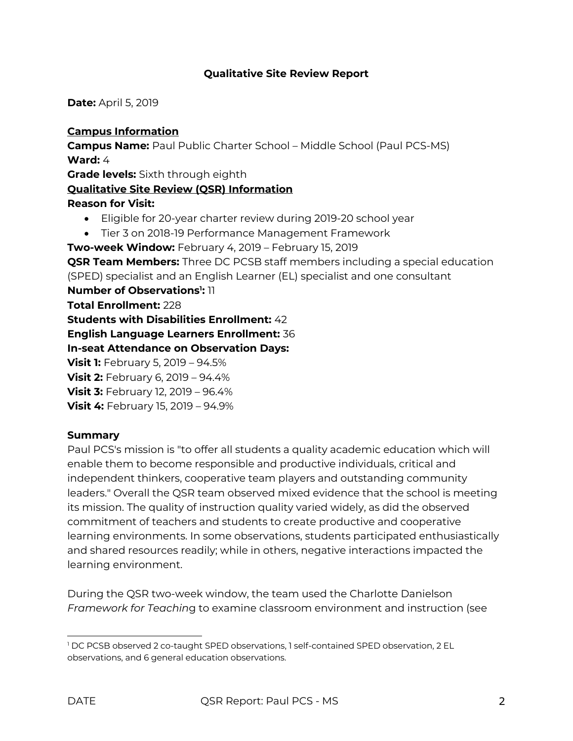### Qualitative Site Review Report

**Date:** April 5, 2019

**Campus Information**

**Campus Name:** Paul Public Charter School – Middle School (Paul PCS-MS)
**Ward:** 4
**Grade levels:** Sixth through eighth

**Qualitative Site Review (QSR) Information**

**Reason for Visit:**

- Eligible for 20-year charter review during 2019-20 school year
- Tier 3 on 2018-19 Performance Management Framework

**Two-week Window:** February 4, 2019 – February 15, 2019
**QSR Team Members:** Three DC PCSB staff members including a special education (SPED) specialist and an English Learner (EL) specialist and one consultant
**Number of Observations[1]:** 11
**Total Enrollment:** 228
**Students with Disabilities Enrollment:** 42
**English Language Learners Enrollment:** 36
**In-seat Attendance on Observation Days:**
**Visit 1:** February 5, 2019 – 94.5%
**Visit 2:** February 6, 2019 – 94.4%
**Visit 3:** February 12, 2019 – 96.4%
**Visit 4:** February 15, 2019 – 94.9%

**Summary**

Paul PCS's mission is "to offer all students a quality academic education which will enable them to become responsible and productive individuals, critical and independent thinkers, cooperative team players and outstanding community leaders." Overall the QSR team observed mixed evidence that the school is meeting its mission. The quality of instruction quality varied widely, as did the observed commitment of teachers and students to create productive and cooperative learning environments. In some observations, students participated enthusiastically and shared resources readily; while in others, negative interactions impacted the learning environment.

During the QSR two-week window, the team used the Charlotte Danielson *Framework for Teaching* to examine classroom environment and instruction (see

[1] DC PCSB observed 2 co-taught SPED observations, 1 self-contained SPED observation, 2 EL observations, and 6 general education observations.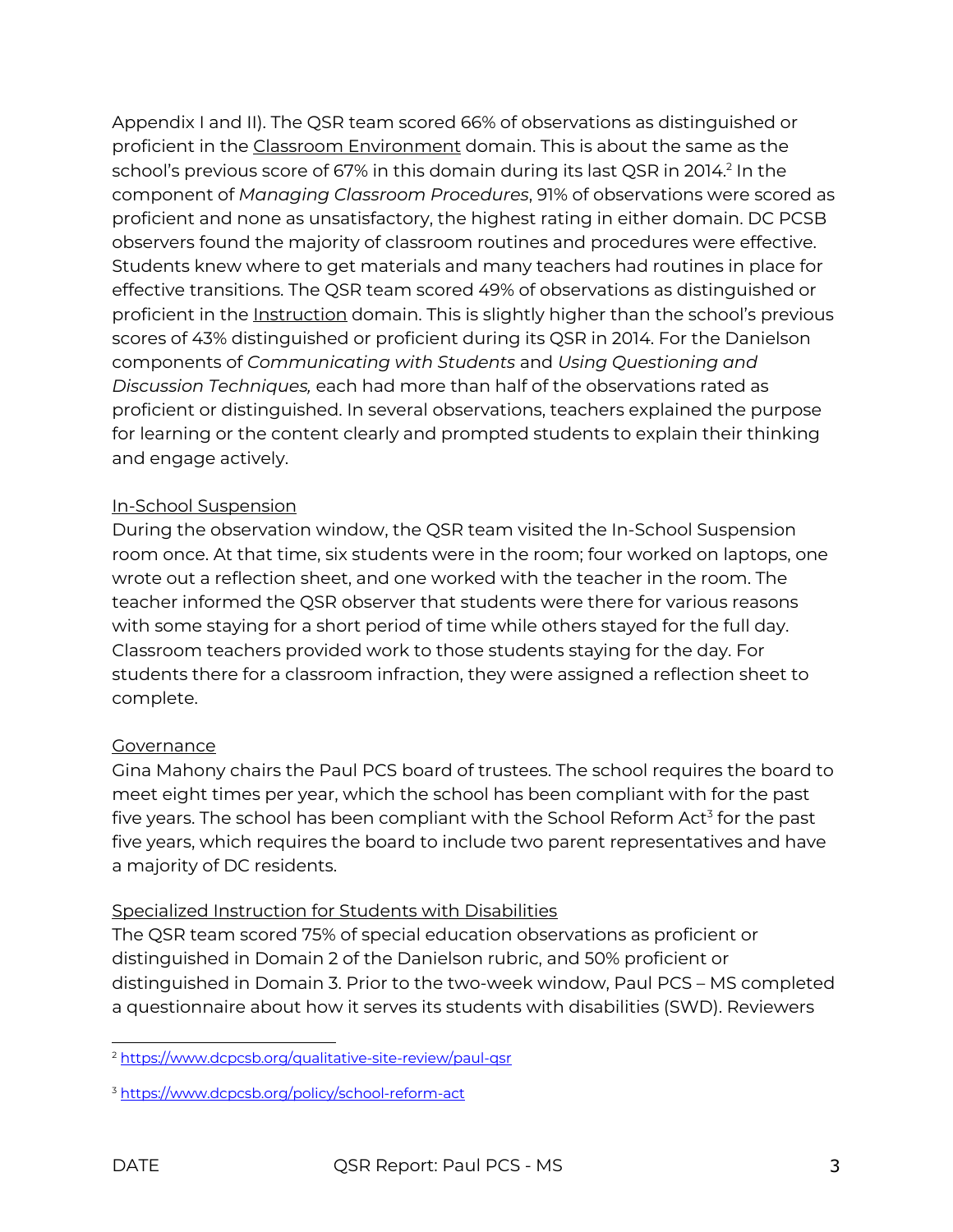Appendix I and II). The QSR team scored 66% of observations as distinguished or proficient in the Classroom Environment domain. This is about the same as the school's previous score of 67% in this domain during its last QSR in 2014.[2] In the component of *Managing Classroom Procedures*, 91% of observations were scored as proficient and none as unsatisfactory, the highest rating in either domain. DC PCSB observers found the majority of classroom routines and procedures were effective. Students knew where to get materials and many teachers had routines in place for effective transitions. The QSR team scored 49% of observations as distinguished or proficient in the Instruction domain. This is slightly higher than the school's previous scores of 43% distinguished or proficient during its QSR in 2014. For the Danielson components of *Communicating with Students* and *Using Questioning and Discussion Techniques,* each had more than half of the observations rated as proficient or distinguished. In several observations, teachers explained the purpose for learning or the content clearly and prompted students to explain their thinking and engage actively.

In-School Suspension

During the observation window, the QSR team visited the In-School Suspension room once. At that time, six students were in the room; four worked on laptops, one wrote out a reflection sheet, and one worked with the teacher in the room. The teacher informed the QSR observer that students were there for various reasons with some staying for a short period of time while others stayed for the full day. Classroom teachers provided work to those students staying for the day. For students there for a classroom infraction, they were assigned a reflection sheet to complete.

Governance

Gina Mahony chairs the Paul PCS board of trustees. The school requires the board to meet eight times per year, which the school has been compliant with for the past five years. The school has been compliant with the School Reform Act[3] for the past five years, which requires the board to include two parent representatives and have a majority of DC residents.

Specialized Instruction for Students with Disabilities

The QSR team scored 75% of special education observations as proficient or distinguished in Domain 2 of the Danielson rubric, and 50% proficient or distinguished in Domain 3. Prior to the two-week window, Paul PCS – MS completed a questionnaire about how it serves its students with disabilities (SWD). Reviewers

[2] https://www.dcpcsb.org/qualitative-site-review/paul-qsr

[3] https://www.dcpcsb.org/policy/school-reform-act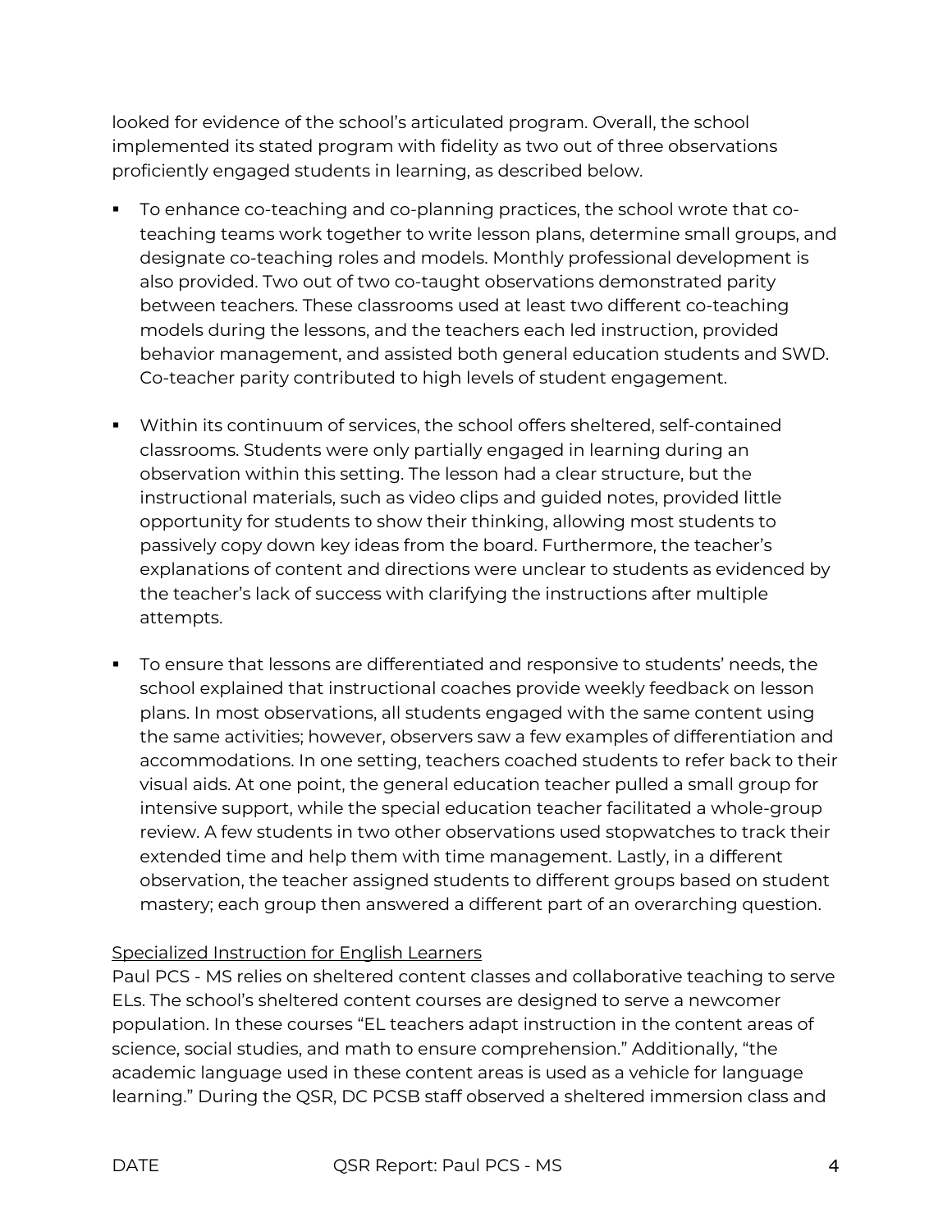looked for evidence of the school's articulated program. Overall, the school implemented its stated program with fidelity as two out of three observations proficiently engaged students in learning, as described below.

- To enhance co-teaching and co-planning practices, the school wrote that co-teaching teams work together to write lesson plans, determine small groups, and designate co-teaching roles and models. Monthly professional development is also provided. Two out of two co-taught observations demonstrated parity between teachers. These classrooms used at least two different co-teaching models during the lessons, and the teachers each led instruction, provided behavior management, and assisted both general education students and SWD. Co-teacher parity contributed to high levels of student engagement.

- Within its continuum of services, the school offers sheltered, self-contained classrooms. Students were only partially engaged in learning during an observation within this setting. The lesson had a clear structure, but the instructional materials, such as video clips and guided notes, provided little opportunity for students to show their thinking, allowing most students to passively copy down key ideas from the board. Furthermore, the teacher's explanations of content and directions were unclear to students as evidenced by the teacher's lack of success with clarifying the instructions after multiple attempts.

- To ensure that lessons are differentiated and responsive to students' needs, the school explained that instructional coaches provide weekly feedback on lesson plans. In most observations, all students engaged with the same content using the same activities; however, observers saw a few examples of differentiation and accommodations. In one setting, teachers coached students to refer back to their visual aids. At one point, the general education teacher pulled a small group for intensive support, while the special education teacher facilitated a whole-group review. A few students in two other observations used stopwatches to track their extended time and help them with time management. Lastly, in a different observation, the teacher assigned students to different groups based on student mastery; each group then answered a different part of an overarching question.

<u>Specialized Instruction for English Learners</u>

Paul PCS - MS relies on sheltered content classes and collaborative teaching to serve ELs. The school's sheltered content courses are designed to serve a newcomer population. In these courses "EL teachers adapt instruction in the content areas of science, social studies, and math to ensure comprehension." Additionally, "the academic language used in these content areas is used as a vehicle for language learning." During the QSR, DC PCSB staff observed a sheltered immersion class and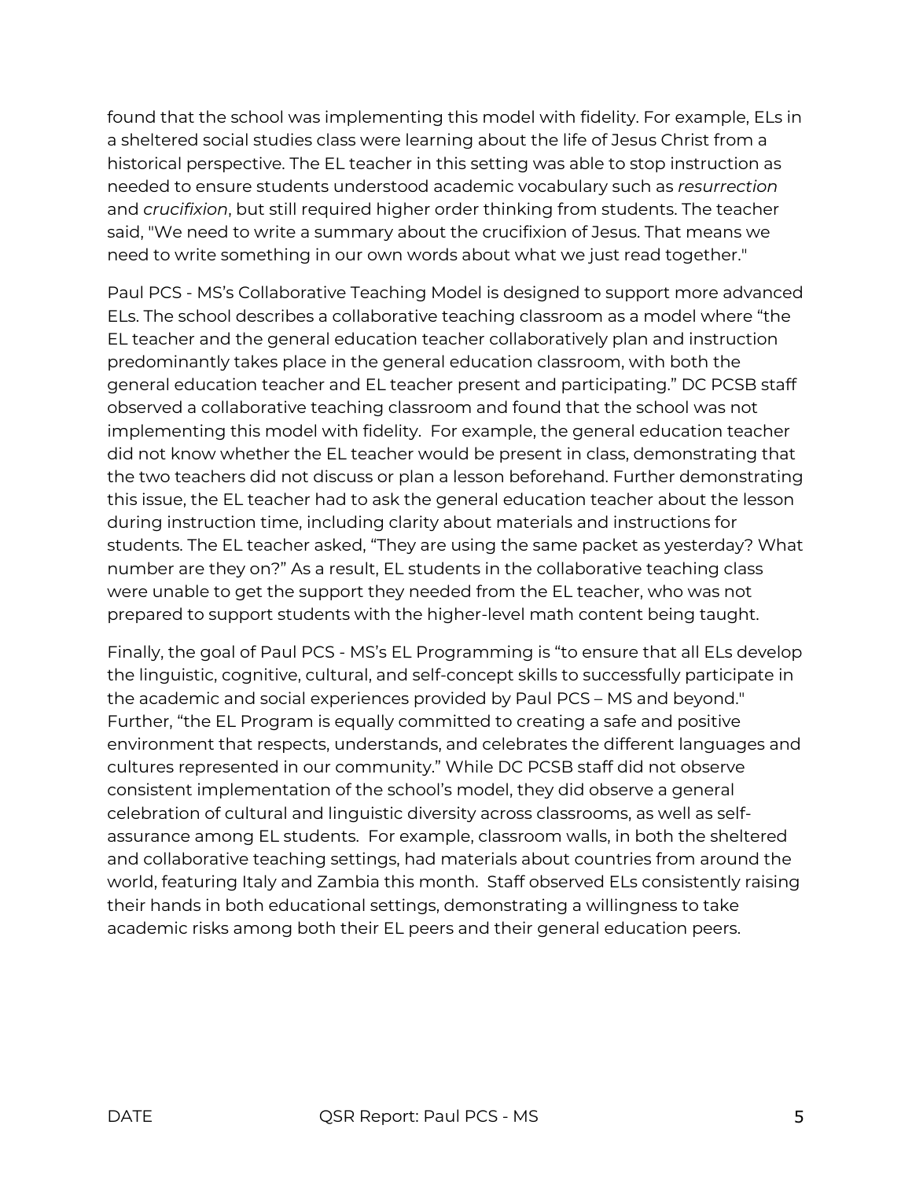found that the school was implementing this model with fidelity. For example, ELs in a sheltered social studies class were learning about the life of Jesus Christ from a historical perspective. The EL teacher in this setting was able to stop instruction as needed to ensure students understood academic vocabulary such as *resurrection* and *crucifixion*, but still required higher order thinking from students. The teacher said, "We need to write a summary about the crucifixion of Jesus. That means we need to write something in our own words about what we just read together."

Paul PCS - MS's Collaborative Teaching Model is designed to support more advanced ELs. The school describes a collaborative teaching classroom as a model where "the EL teacher and the general education teacher collaboratively plan and instruction predominantly takes place in the general education classroom, with both the general education teacher and EL teacher present and participating." DC PCSB staff observed a collaborative teaching classroom and found that the school was not implementing this model with fidelity. For example, the general education teacher did not know whether the EL teacher would be present in class, demonstrating that the two teachers did not discuss or plan a lesson beforehand. Further demonstrating this issue, the EL teacher had to ask the general education teacher about the lesson during instruction time, including clarity about materials and instructions for students. The EL teacher asked, "They are using the same packet as yesterday? What number are they on?" As a result, EL students in the collaborative teaching class were unable to get the support they needed from the EL teacher, who was not prepared to support students with the higher-level math content being taught.

Finally, the goal of Paul PCS - MS's EL Programming is "to ensure that all ELs develop the linguistic, cognitive, cultural, and self-concept skills to successfully participate in the academic and social experiences provided by Paul PCS – MS and beyond." Further, "the EL Program is equally committed to creating a safe and positive environment that respects, understands, and celebrates the different languages and cultures represented in our community." While DC PCSB staff did not observe consistent implementation of the school's model, they did observe a general celebration of cultural and linguistic diversity across classrooms, as well as self-assurance among EL students. For example, classroom walls, in both the sheltered and collaborative teaching settings, had materials about countries from around the world, featuring Italy and Zambia this month. Staff observed ELs consistently raising their hands in both educational settings, demonstrating a willingness to take academic risks among both their EL peers and their general education peers.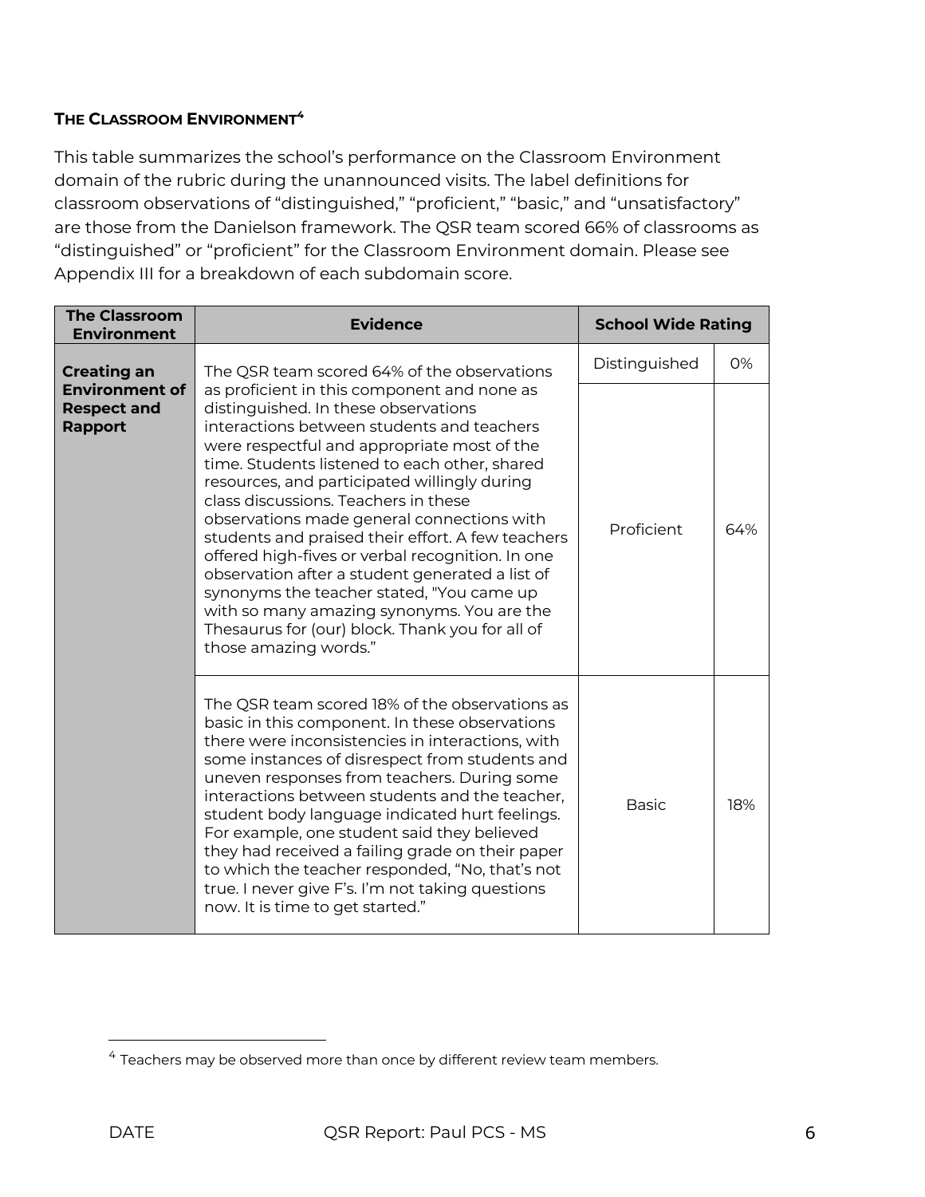### THE CLASSROOM ENVIRONMENT[4]

This table summarizes the school's performance on the Classroom Environment domain of the rubric during the unannounced visits. The label definitions for classroom observations of "distinguished," "proficient," "basic," and "unsatisfactory" are those from the Danielson framework. The QSR team scored 66% of classrooms as "distinguished" or "proficient" for the Classroom Environment domain. Please see Appendix III for a breakdown of each subdomain score.

| The Classroom Environment | Evidence | School Wide Rating | |
|---|---|---|---|
| **Creating an Environment of Respect and Rapport** | The QSR team scored 64% of the observations as proficient in this component and none as distinguished. In these observations interactions between students and teachers were respectful and appropriate most of the time. Students listened to each other, shared resources, and participated willingly during class discussions. Teachers in these observations made general connections with students and praised their effort. A few teachers offered high-fives or verbal recognition. In one observation after a student generated a list of synonyms the teacher stated, "You came up with so many amazing synonyms. You are the Thesaurus for (our) block. Thank you for all of those amazing words." | Distinguished | 0% |
| | | Proficient | 64% |
| | The QSR team scored 18% of the observations as basic in this component. In these observations there were inconsistencies in interactions, with some instances of disrespect from students and uneven responses from teachers. During some interactions between students and the teacher, student body language indicated hurt feelings. For example, one student said they believed they had received a failing grade on their paper to which the teacher responded, "No, that's not true. I never give F's. I'm not taking questions now. It is time to get started." | Basic | 18% |

[4] Teachers may be observed more than once by different review team members.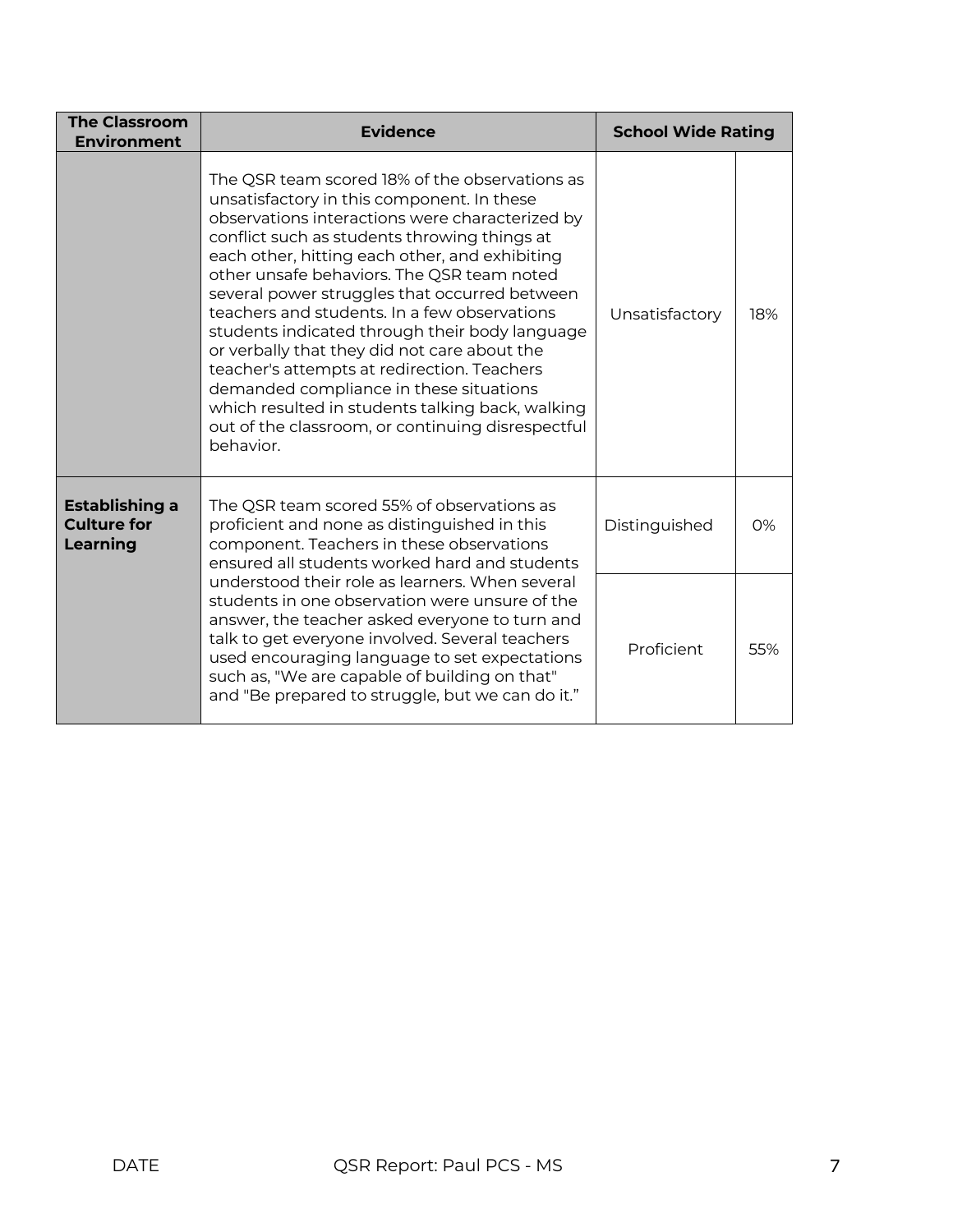| The Classroom Environment | Evidence | School Wide Rating | |
|---|---|---|---|
| | The QSR team scored 18% of the observations as unsatisfactory in this component. In these observations interactions were characterized by conflict such as students throwing things at each other, hitting each other, and exhibiting other unsafe behaviors. The QSR team noted several power struggles that occurred between teachers and students. In a few observations students indicated through their body language or verbally that they did not care about the teacher's attempts at redirection. Teachers demanded compliance in these situations which resulted in students talking back, walking out of the classroom, or continuing disrespectful behavior. | Unsatisfactory | 18% |
| **Establishing a Culture for Learning** | The QSR team scored 55% of observations as proficient and none as distinguished in this component. Teachers in these observations ensured all students worked hard and students understood their role as learners. When several students in one observation were unsure of the answer, the teacher asked everyone to turn and talk to get everyone involved. Several teachers used encouraging language to set expectations such as, "We are capable of building on that" and "Be prepared to struggle, but we can do it." | Distinguished | 0% |
| | | Proficient | 55% |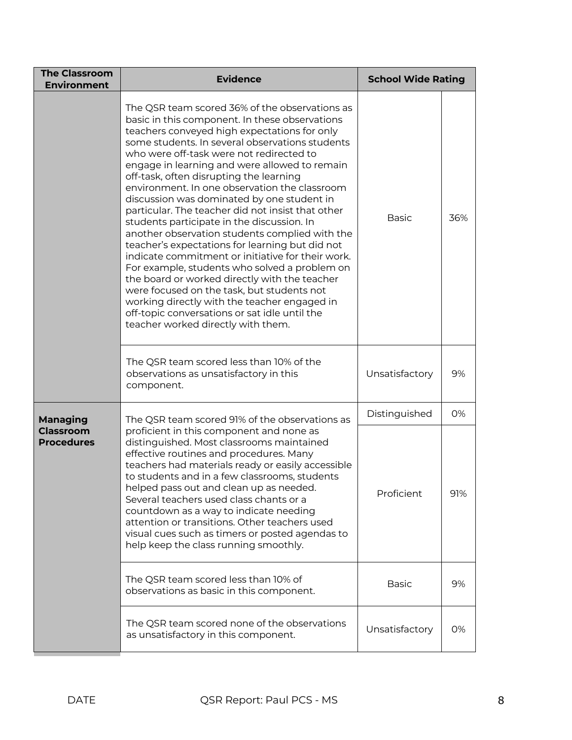| The Classroom Environment | Evidence | School Wide Rating | |
|---|---|---|---|
| | The QSR team scored 36% of the observations as basic in this component. In these observations teachers conveyed high expectations for only some students. In several observations students who were off-task were not redirected to engage in learning and were allowed to remain off-task, often disrupting the learning environment. In one observation the classroom discussion was dominated by one student in particular. The teacher did not insist that other students participate in the discussion. In another observation students complied with the teacher's expectations for learning but did not indicate commitment or initiative for their work. For example, students who solved a problem on the board or worked directly with the teacher were focused on the task, but students not working directly with the teacher engaged in off-topic conversations or sat idle until the teacher worked directly with them. | Basic | 36% |
| | The QSR team scored less than 10% of the observations as unsatisfactory in this component. | Unsatisfactory | 9% |
| **Managing Classroom Procedures** | The QSR team scored 91% of the observations as proficient in this component and none as distinguished. Most classrooms maintained effective routines and procedures. Many teachers had materials ready or easily accessible to students and in a few classrooms, students helped pass out and clean up as needed. Several teachers used class chants or a countdown as a way to indicate needing attention or transitions. Other teachers used visual cues such as timers or posted agendas to help keep the class running smoothly. | Distinguished | 0% |
| | | Proficient | 91% |
| | The QSR team scored less than 10% of observations as basic in this component. | Basic | 9% |
| | The QSR team scored none of the observations as unsatisfactory in this component. | Unsatisfactory | 0% |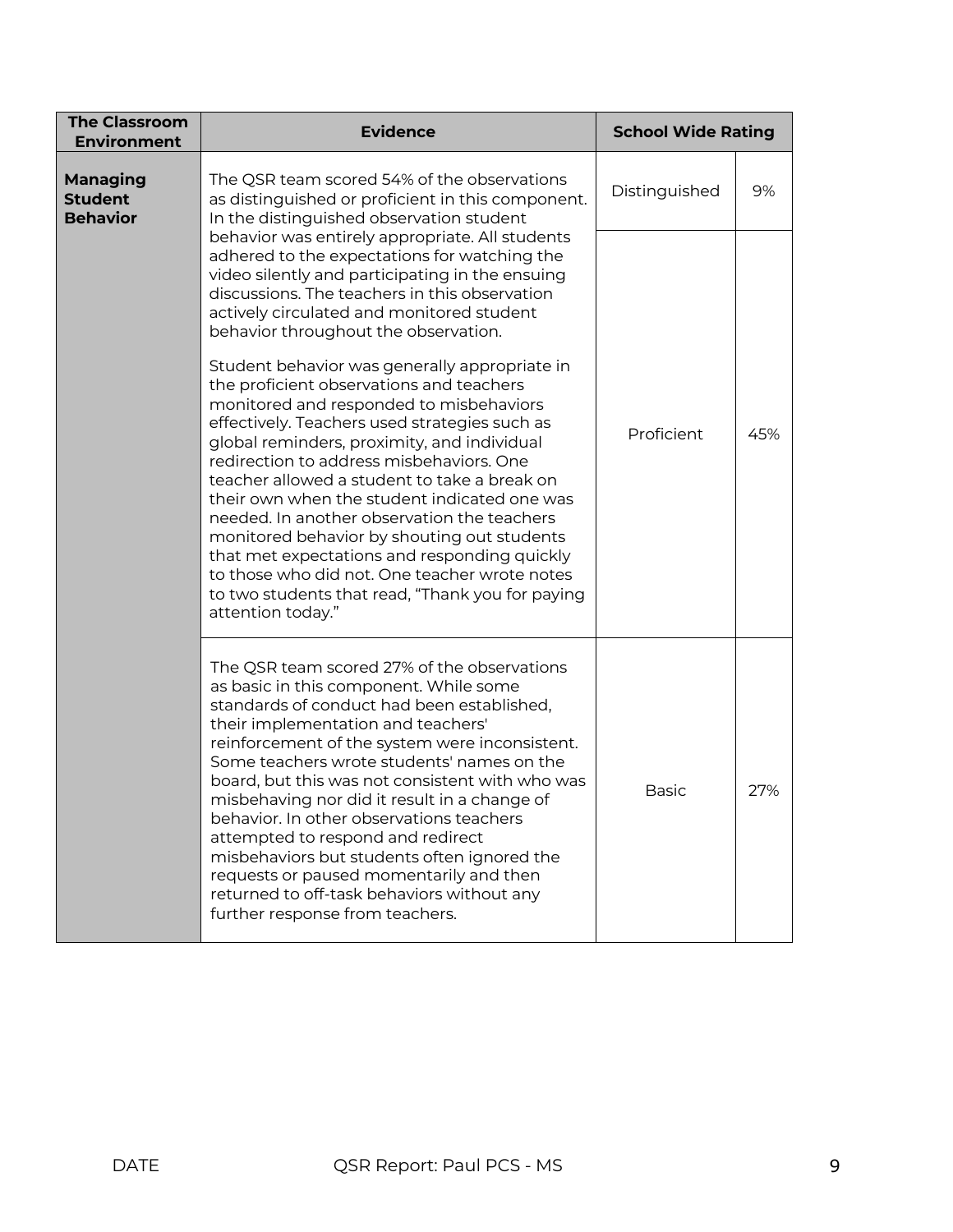| The Classroom Environment | Evidence | School Wide Rating | |
|---|---|---|---|
| **Managing Student Behavior** | The QSR team scored 54% of the observations as distinguished or proficient in this component. In the distinguished observation student behavior was entirely appropriate. All students adhered to the expectations for watching the video silently and participating in the ensuing discussions. The teachers in this observation actively circulated and monitored student behavior throughout the observation. | Distinguished | 9% |
| | Student behavior was generally appropriate in the proficient observations and teachers monitored and responded to misbehaviors effectively. Teachers used strategies such as global reminders, proximity, and individual redirection to address misbehaviors. One teacher allowed a student to take a break on their own when the student indicated one was needed. In another observation the teachers monitored behavior by shouting out students that met expectations and responding quickly to those who did not. One teacher wrote notes to two students that read, "Thank you for paying attention today." | Proficient | 45% |
| | The QSR team scored 27% of the observations as basic in this component. While some standards of conduct had been established, their implementation and teachers' reinforcement of the system were inconsistent. Some teachers wrote students' names on the board, but this was not consistent with who was misbehaving nor did it result in a change of behavior. In other observations teachers attempted to respond and redirect misbehaviors but students often ignored the requests or paused momentarily and then returned to off-task behaviors without any further response from teachers. | Basic | 27% |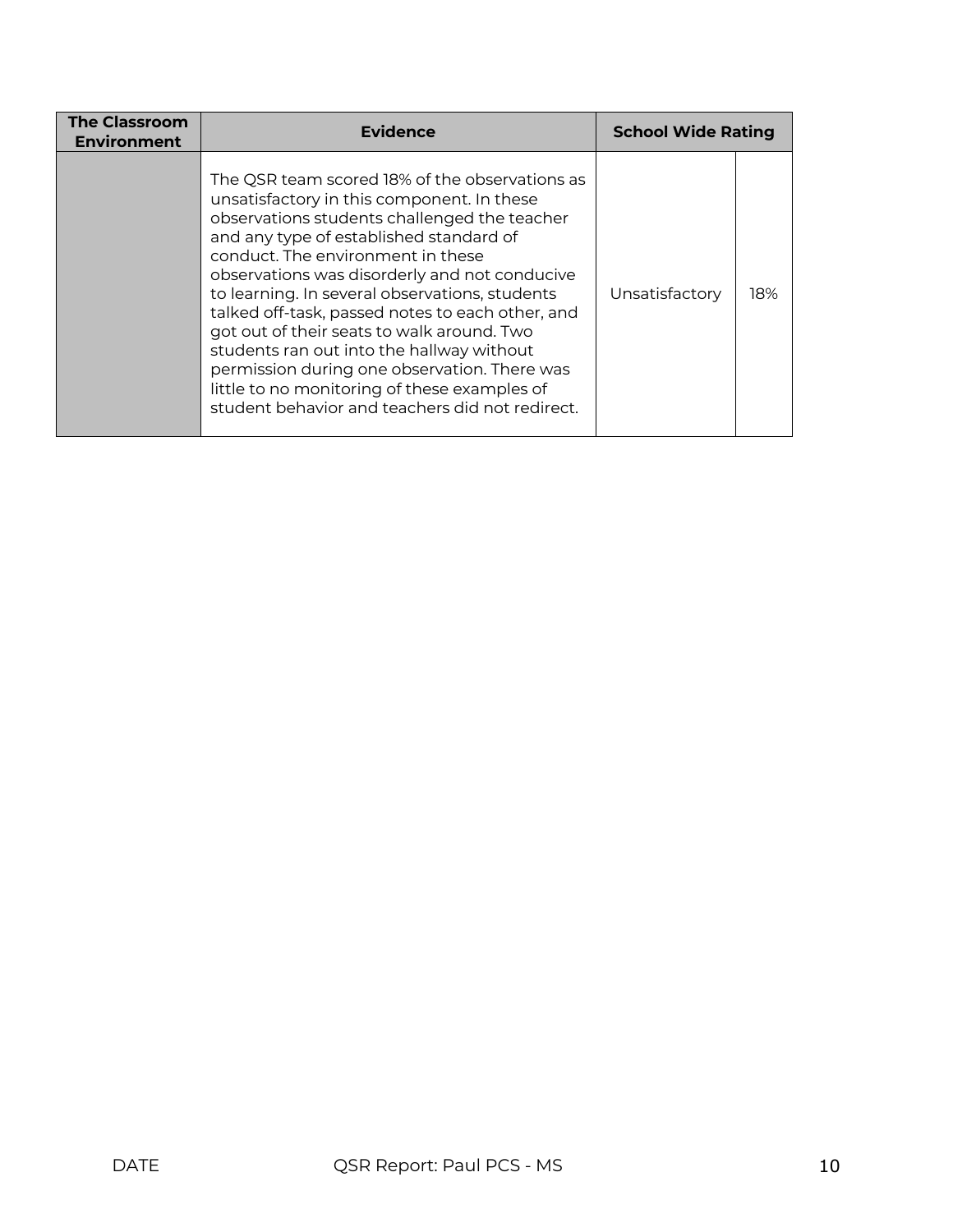| The Classroom Environment | Evidence | School Wide Rating | |
|---|---|---|---|
| | The QSR team scored 18% of the observations as unsatisfactory in this component. In these observations students challenged the teacher and any type of established standard of conduct. The environment in these observations was disorderly and not conducive to learning. In several observations, students talked off-task, passed notes to each other, and got out of their seats to walk around. Two students ran out into the hallway without permission during one observation. There was little to no monitoring of these examples of student behavior and teachers did not redirect. | Unsatisfactory | 18% |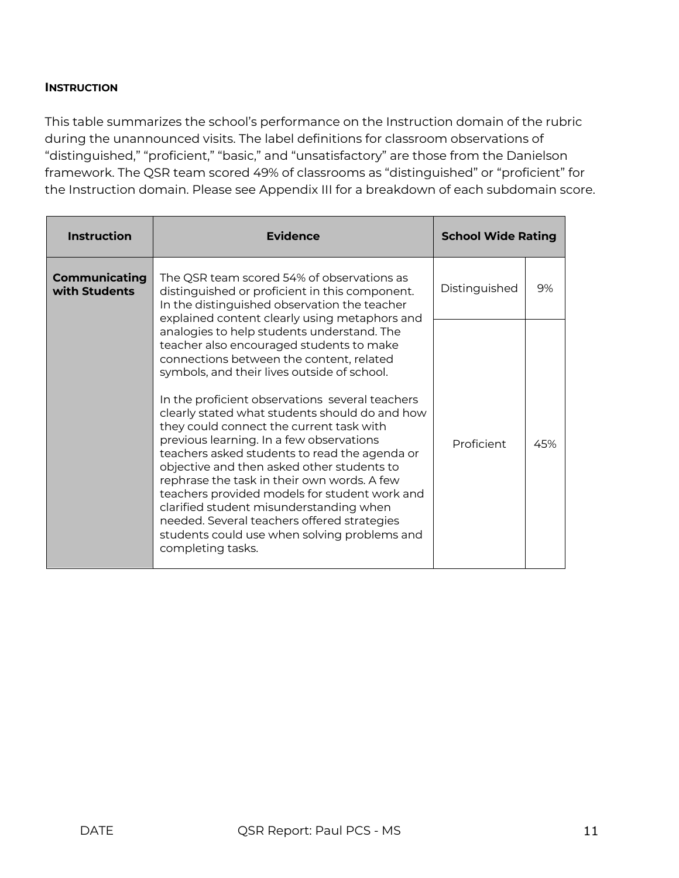#### INSTRUCTION

This table summarizes the school's performance on the Instruction domain of the rubric during the unannounced visits. The label definitions for classroom observations of "distinguished," "proficient," "basic," and "unsatisfactory" are those from the Danielson framework. The QSR team scored 49% of classrooms as "distinguished" or "proficient" for the Instruction domain. Please see Appendix III for a breakdown of each subdomain score.

| Instruction | Evidence | School Wide Rating | |
|---|---|---|---|
| **Communicating with Students** | The QSR team scored 54% of observations as distinguished or proficient in this component. In the distinguished observation the teacher explained content clearly using metaphors and analogies to help students understand. The teacher also encouraged students to make connections between the content, related symbols, and their lives outside of school.<br><br>In the proficient observations several teachers clearly stated what students should do and how they could connect the current task with previous learning. In a few observations teachers asked students to read the agenda or objective and then asked other students to rephrase the task in their own words. A few teachers provided models for student work and clarified student misunderstanding when needed. Several teachers offered strategies students could use when solving problems and completing tasks. | Distinguished | 9% |
| | | Proficient | 45% |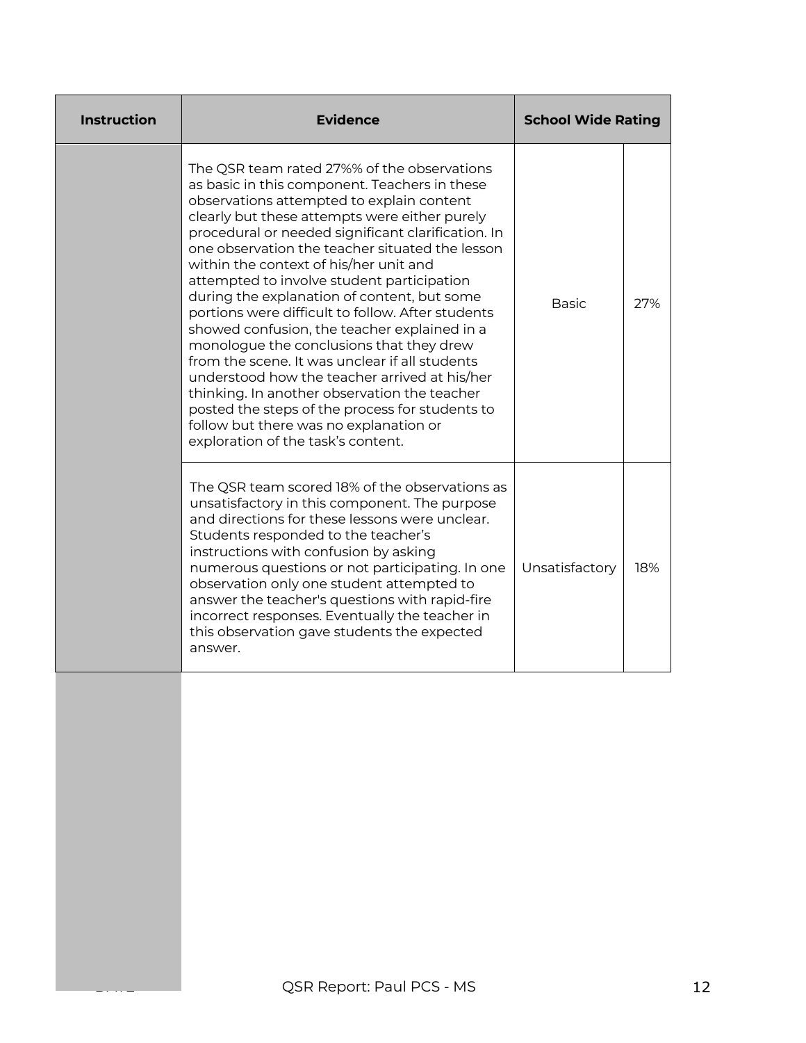| Instruction | Evidence | School Wide Rating | |
|---|---|---|---|
| | The QSR team rated 27%% of the observations as basic in this component. Teachers in these observations attempted to explain content clearly but these attempts were either purely procedural or needed significant clarification. In one observation the teacher situated the lesson within the context of his/her unit and attempted to involve student participation during the explanation of content, but some portions were difficult to follow. After students showed confusion, the teacher explained in a monologue the conclusions that they drew from the scene. It was unclear if all students understood how the teacher arrived at his/her thinking. In another observation the teacher posted the steps of the process for students to follow but there was no explanation or exploration of the task's content. | Basic | 27% |
| | The QSR team scored 18% of the observations as unsatisfactory in this component. The purpose and directions for these lessons were unclear. Students responded to the teacher's instructions with confusion by asking numerous questions or not participating. In one observation only one student attempted to answer the teacher's questions with rapid-fire incorrect responses. Eventually the teacher in this observation gave students the expected answer. | Unsatisfactory | 18% |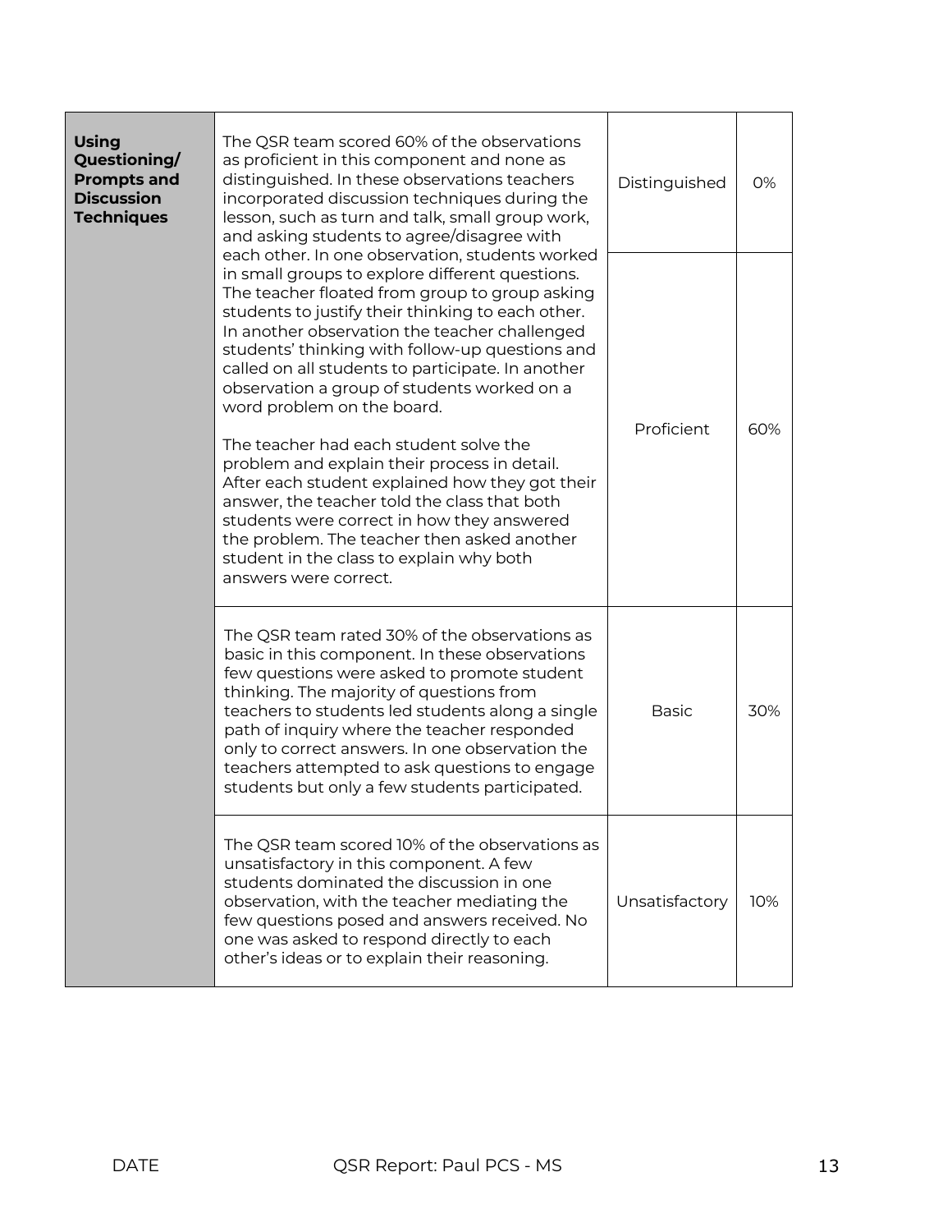| | | | |
|---|---|---|---|
| **Using Questioning/ Prompts and Discussion Techniques** | The QSR team scored 60% of the observations as proficient in this component and none as distinguished. In these observations teachers incorporated discussion techniques during the lesson, such as turn and talk, small group work, and asking students to agree/disagree with each other. In one observation, students worked in small groups to explore different questions. The teacher floated from group to group asking students to justify their thinking to each other. In another observation the teacher challenged students' thinking with follow-up questions and called on all students to participate. In another observation a group of students worked on a word problem on the board.<br><br>The teacher had each student solve the problem and explain their process in detail. After each student explained how they got their answer, the teacher told the class that both students were correct in how they answered the problem. The teacher then asked another student in the class to explain why both answers were correct. | Distinguished | 0% |
| | | Proficient | 60% |
| | The QSR team rated 30% of the observations as basic in this component. In these observations few questions were asked to promote student thinking. The majority of questions from teachers to students led students along a single path of inquiry where the teacher responded only to correct answers. In one observation the teachers attempted to ask questions to engage students but only a few students participated. | Basic | 30% |
| | The QSR team scored 10% of the observations as unsatisfactory in this component. A few students dominated the discussion in one observation, with the teacher mediating the few questions posed and answers received. No one was asked to respond directly to each other's ideas or to explain their reasoning. | Unsatisfactory | 10% |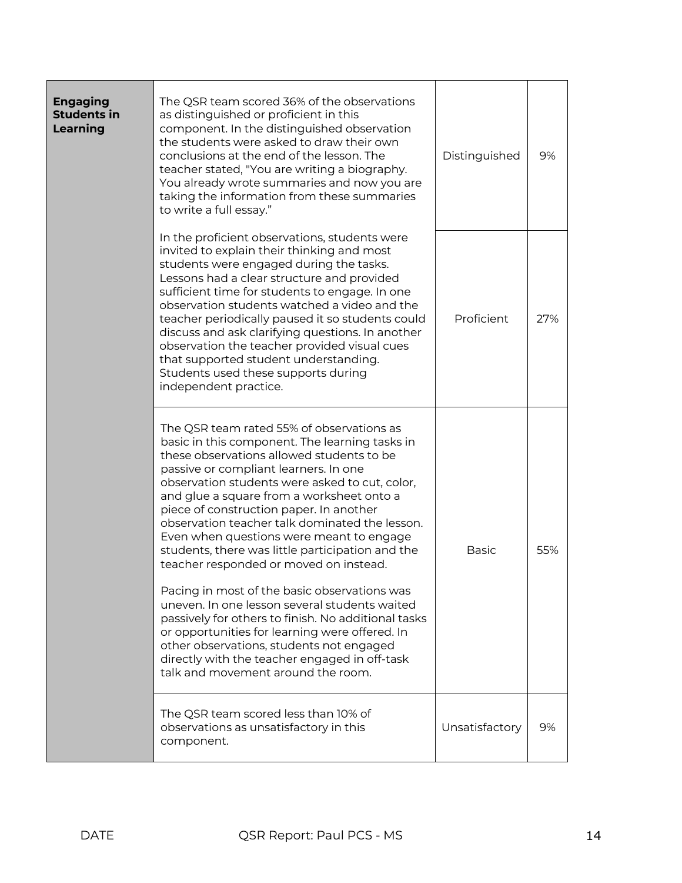| Engaging Students in Learning | | | |
|---|---|---|---|
| **Engaging Students in Learning** | The QSR team scored 36% of the observations as distinguished or proficient in this component. In the distinguished observation the students were asked to draw their own conclusions at the end of the lesson. The teacher stated, "You are writing a biography. You already wrote summaries and now you are taking the information from these summaries to write a full essay." | Distinguished | 9% |
| | In the proficient observations, students were invited to explain their thinking and most students were engaged during the tasks. Lessons had a clear structure and provided sufficient time for students to engage. In one observation students watched a video and the teacher periodically paused it so students could discuss and ask clarifying questions. In another observation the teacher provided visual cues that supported student understanding. Students used these supports during independent practice. | Proficient | 27% |
| | The QSR team rated 55% of observations as basic in this component. The learning tasks in these observations allowed students to be passive or compliant learners. In one observation students were asked to cut, color, and glue a square from a worksheet onto a piece of construction paper. In another observation teacher talk dominated the lesson. Even when questions were meant to engage students, there was little participation and the teacher responded or moved on instead.<br><br>Pacing in most of the basic observations was uneven. In one lesson several students waited passively for others to finish. No additional tasks or opportunities for learning were offered. In other observations, students not engaged directly with the teacher engaged in off-task talk and movement around the room. | Basic | 55% |
| | The QSR team scored less than 10% of observations as unsatisfactory in this component. | Unsatisfactory | 9% |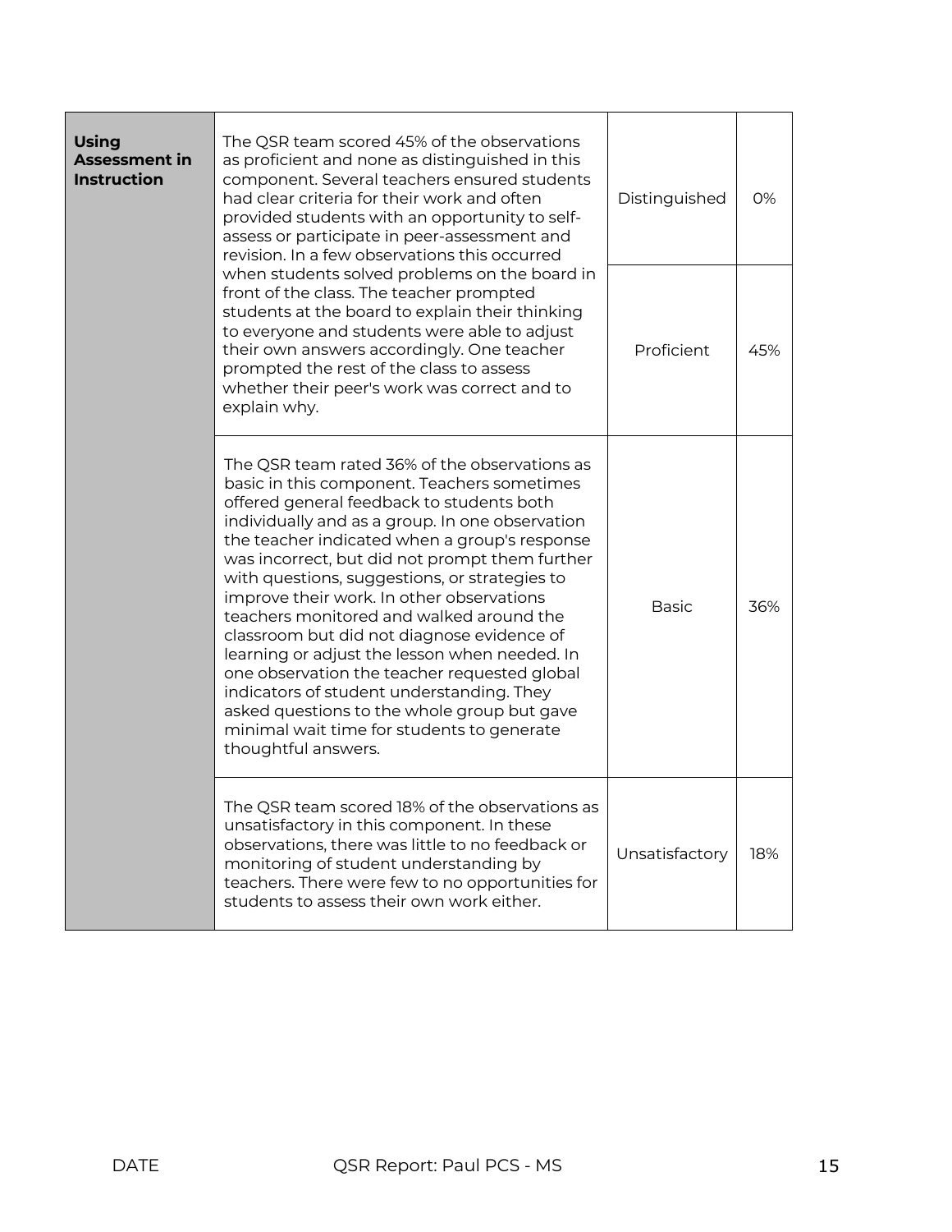| Using Assessment in Instruction | The QSR team scored 45% of the observations as proficient and none as distinguished in this component. Several teachers ensured students had clear criteria for their work and often provided students with an opportunity to self-assess or participate in peer-assessment and revision. In a few observations this occurred when students solved problems on the board in front of the class. The teacher prompted students at the board to explain their thinking to everyone and students were able to adjust their own answers accordingly. One teacher prompted the rest of the class to assess whether their peer's work was correct and to explain why. | Distinguished | 0% |
|---|---|---|---|
| | | Proficient | 45% |
| | The QSR team rated 36% of the observations as basic in this component. Teachers sometimes offered general feedback to students both individually and as a group. In one observation the teacher indicated when a group's response was incorrect, but did not prompt them further with questions, suggestions, or strategies to improve their work. In other observations teachers monitored and walked around the classroom but did not diagnose evidence of learning or adjust the lesson when needed. In one observation the teacher requested global indicators of student understanding. They asked questions to the whole group but gave minimal wait time for students to generate thoughtful answers. | Basic | 36% |
| | The QSR team scored 18% of the observations as unsatisfactory in this component. In these observations, there was little to no feedback or monitoring of student understanding by teachers. There were few to no opportunities for students to assess their own work either. | Unsatisfactory | 18% |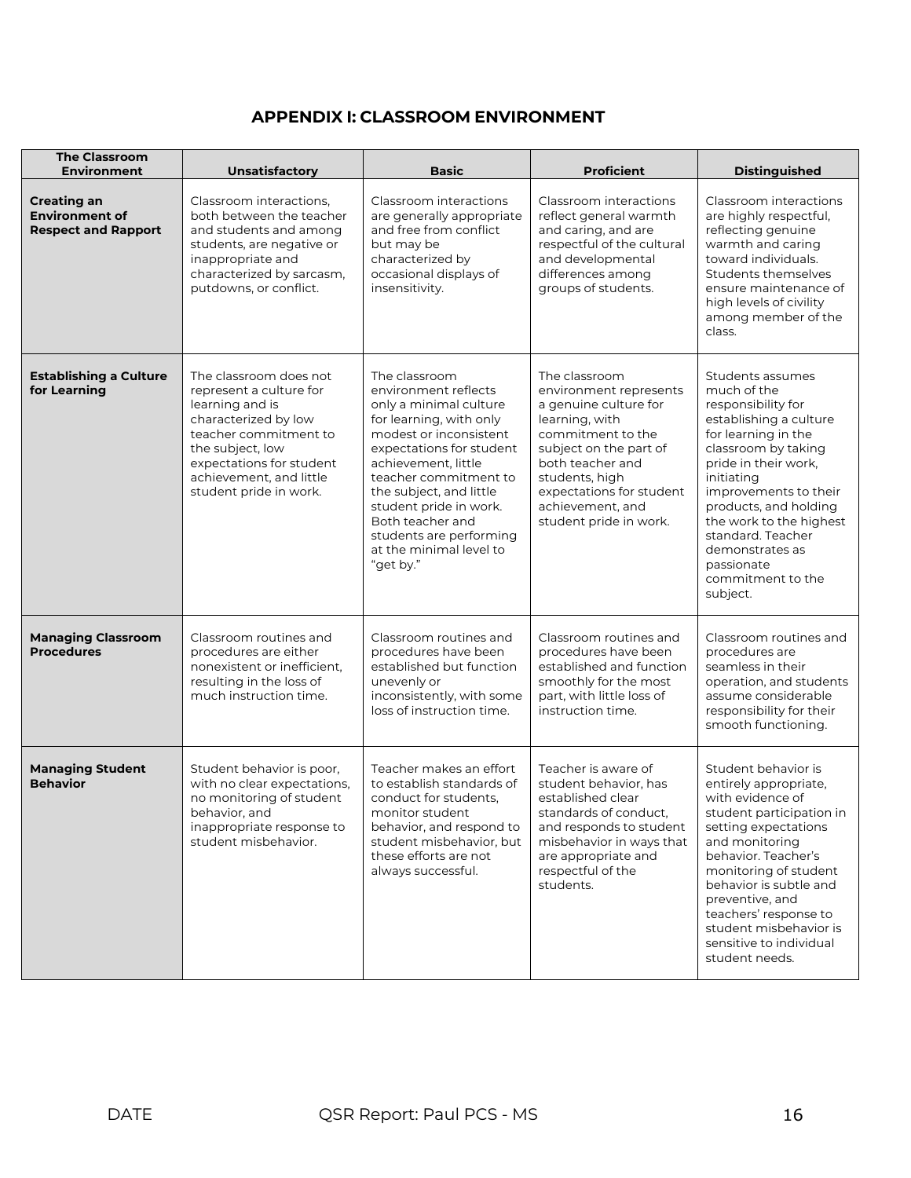## APPENDIX I: CLASSROOM ENVIRONMENT

| The Classroom Environment | Unsatisfactory | Basic | Proficient | Distinguished |
|---|---|---|---|---|
| **Creating an Environment of Respect and Rapport** | Classroom interactions, both between the teacher and students and among students, are negative or inappropriate and characterized by sarcasm, putdowns, or conflict. | Classroom interactions are generally appropriate and free from conflict but may be characterized by occasional displays of insensitivity. | Classroom interactions reflect general warmth and caring, and are respectful of the cultural and developmental differences among groups of students. | Classroom interactions are highly respectful, reflecting genuine warmth and caring toward individuals. Students themselves ensure maintenance of high levels of civility among member of the class. |
| **Establishing a Culture for Learning** | The classroom does not represent a culture for learning and is characterized by low teacher commitment to the subject, low expectations for student achievement, and little student pride in work. | The classroom environment reflects only a minimal culture for learning, with only modest or inconsistent expectations for student achievement, little teacher commitment to the subject, and little student pride in work. Both teacher and students are performing at the minimal level to "get by." | The classroom environment represents a genuine culture for learning, with commitment to the subject on the part of both teacher and students, high expectations for student achievement, and student pride in work. | Students assumes much of the responsibility for establishing a culture for learning in the classroom by taking pride in their work, initiating improvements to their products, and holding the work to the highest standard. Teacher demonstrates as passionate commitment to the subject. |
| **Managing Classroom Procedures** | Classroom routines and procedures are either nonexistent or inefficient, resulting in the loss of much instruction time. | Classroom routines and procedures have been established but function unevenly or inconsistently, with some loss of instruction time. | Classroom routines and procedures have been established and function smoothly for the most part, with little loss of instruction time. | Classroom routines and procedures are seamless in their operation, and students assume considerable responsibility for their smooth functioning. |
| **Managing Student Behavior** | Student behavior is poor, with no clear expectations, no monitoring of student behavior, and inappropriate response to student misbehavior. | Teacher makes an effort to establish standards of conduct for students, monitor student behavior, and respond to student misbehavior, but these efforts are not always successful. | Teacher is aware of student behavior, has established clear standards of conduct, and responds to student misbehavior in ways that are appropriate and respectful of the students. | Student behavior is entirely appropriate, with evidence of student participation in setting expectations and monitoring behavior. Teacher's monitoring of student behavior is subtle and preventive, and teachers' response to student misbehavior is sensitive to individual student needs. |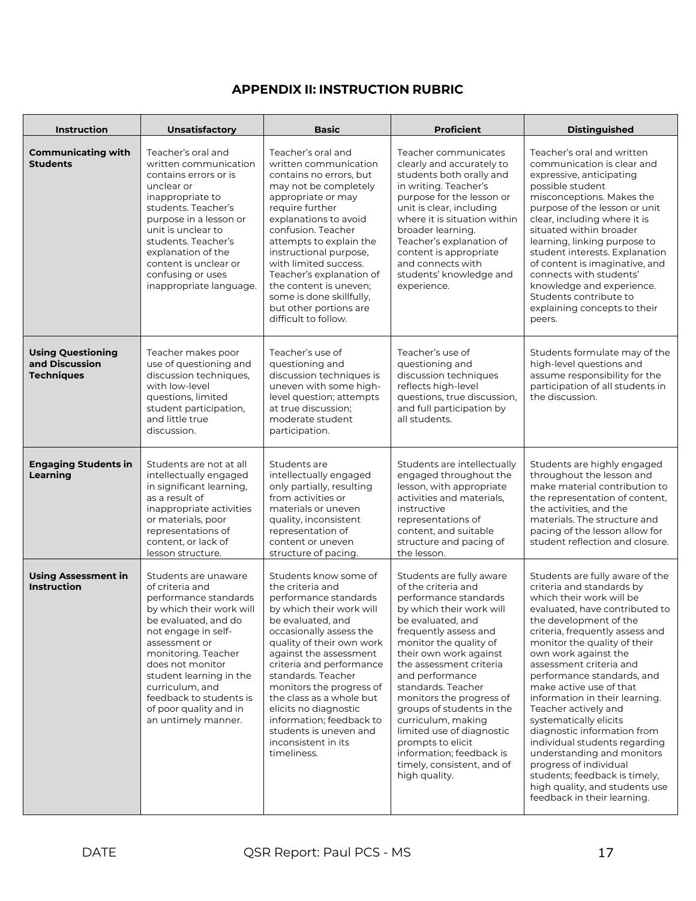## APPENDIX II: INSTRUCTION RUBRIC

| Instruction | Unsatisfactory | Basic | Proficient | Distinguished |
|---|---|---|---|---|
| **Communicating with Students** | Teacher's oral and written communication contains errors or is unclear or inappropriate to students. Teacher's purpose in a lesson or unit is unclear to students. Teacher's explanation of the content is unclear or confusing or uses inappropriate language. | Teacher's oral and written communication contains no errors, but may not be completely appropriate or may require further explanations to avoid confusion. Teacher attempts to explain the instructional purpose, with limited success. Teacher's explanation of the content is uneven; some is done skillfully, but other portions are difficult to follow. | Teacher communicates clearly and accurately to students both orally and in writing. Teacher's purpose for the lesson or unit is clear, including where it is situation within broader learning. Teacher's explanation of content is appropriate and connects with students' knowledge and experience. | Teacher's oral and written communication is clear and expressive, anticipating possible student misconceptions. Makes the purpose of the lesson or unit clear, including where it is situated within broader learning, linking purpose to student interests. Explanation of content is imaginative, and connects with students' knowledge and experience. Students contribute to explaining concepts to their peers. |
| **Using Questioning and Discussion Techniques** | Teacher makes poor use of questioning and discussion techniques, with low-level questions, limited student participation, and little true discussion. | Teacher's use of questioning and discussion techniques is uneven with some high-level question; attempts at true discussion; moderate student participation. | Teacher's use of questioning and discussion techniques reflects high-level questions, true discussion, and full participation by all students. | Students formulate may of the high-level questions and assume responsibility for the participation of all students in the discussion. |
| **Engaging Students in Learning** | Students are not at all intellectually engaged in significant learning, as a result of inappropriate activities or materials, poor representations of content, or lack of lesson structure. | Students are intellectually engaged only partially, resulting from activities or materials or uneven quality, inconsistent representation of content or uneven structure of pacing. | Students are intellectually engaged throughout the lesson, with appropriate activities and materials, instructive representations of content, and suitable structure and pacing of the lesson. | Students are highly engaged throughout the lesson and make material contribution to the representation of content, the activities, and the materials. The structure and pacing of the lesson allow for student reflection and closure. |
| **Using Assessment in Instruction** | Students are unaware of criteria and performance standards by which their work will be evaluated, and do not engage in self-assessment or monitoring. Teacher does not monitor student learning in the curriculum, and feedback to students is of poor quality and in an untimely manner. | Students know some of the criteria and performance standards by which their work will be evaluated, and occasionally assess the quality of their own work against the assessment criteria and performance standards. Teacher monitors the progress of the class as a whole but elicits no diagnostic information; feedback to students is uneven and inconsistent in its timeliness. | Students are fully aware of the criteria and performance standards by which their work will be evaluated, and frequently assess and monitor the quality of their own work against the assessment criteria and performance standards. Teacher monitors the progress of groups of students in the curriculum, making limited use of diagnostic prompts to elicit information; feedback is timely, consistent, and of high quality. | Students are fully aware of the criteria and standards by which their work will be evaluated, have contributed to the development of the criteria, frequently assess and monitor the quality of their own work against the assessment criteria and performance standards, and make active use of that information in their learning. Teacher actively and systematically elicits diagnostic information from individual students regarding understanding and monitors progress of individual students; feedback is timely, high quality, and students use feedback in their learning. |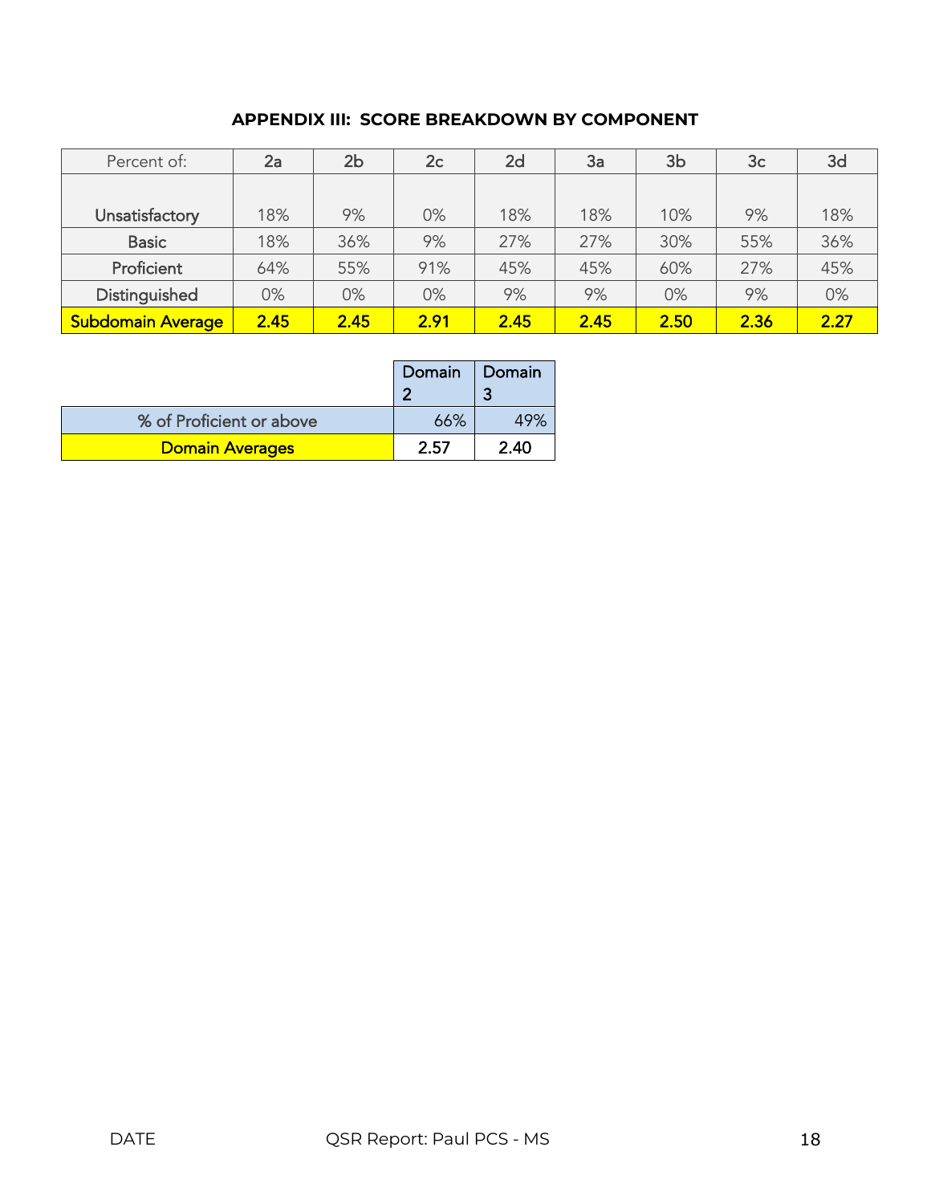## APPENDIX III: SCORE BREAKDOWN BY COMPONENT

| Percent of: | 2a | 2b | 2c | 2d | 3a | 3b | 3c | 3d |
|---|---|---|---|---|---|---|---|---|
| Unsatisfactory | 18% | 9% | 0% | 18% | 18% | 10% | 9% | 18% |
| Basic | 18% | 36% | 9% | 27% | 27% | 30% | 55% | 36% |
| Proficient | 64% | 55% | 91% | 45% | 45% | 60% | 27% | 45% |
| Distinguished | 0% | 0% | 0% | 9% | 9% | 0% | 9% | 0% |
| **Subdomain Average** | **2.45** | **2.45** | **2.91** | **2.45** | **2.45** | **2.50** | **2.36** | **2.27** |

| | Domain 2 | Domain 3 |
|---|---|---|
| % of Proficient or above | 66% | 49% |
| Domain Averages | 2.57 | 2.40 |